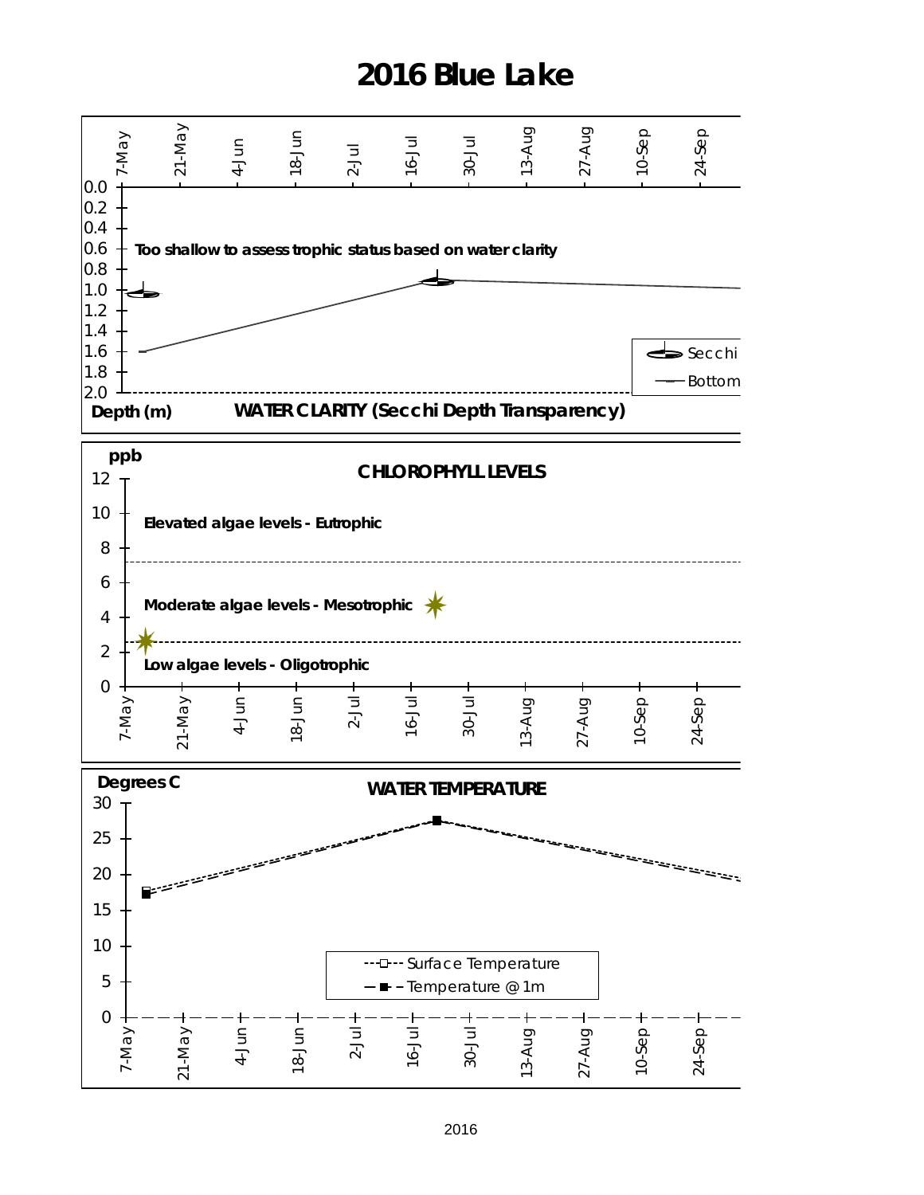# 2016 Blue Lake

7-May 21-May 4-Jun 18-Jun 2-Jul 16-Jul 30-Jul 13-Aug 27-Aug 10-Sep 24-Sep

0.0
0.2
0.4
0.6
0.8
1.0
1.2
1.4
1.6
1.8
2.0

**Too shallow to assess trophic status based on water clarity**

Secchi
Bottom

**Depth (m)** **WATER CLARITY (Secchi Depth Transparency)**

**ppb**

**CHLOROPHYLL LEVELS**

12
10
8
6
4
2
0

**Elevated algae levels - Eutrophic**

**Moderate algae levels - Mesotrophic**

**Low algae levels - Oligotrophic**

7-May 21-May 4-Jun 18-Jun 2-Jul 16-Jul 30-Jul 13-Aug 27-Aug 10-Sep 24-Sep

**Degrees C**

**WATER TEMPERATURE**

30
25
20
15
10
5
0

Surface Temperature
Temperature @ 1m

7-May 21-May 4-Jun 18-Jun 2-Jul 16-Jul 30-Jul 13-Aug 27-Aug 10-Sep 24-Sep

2016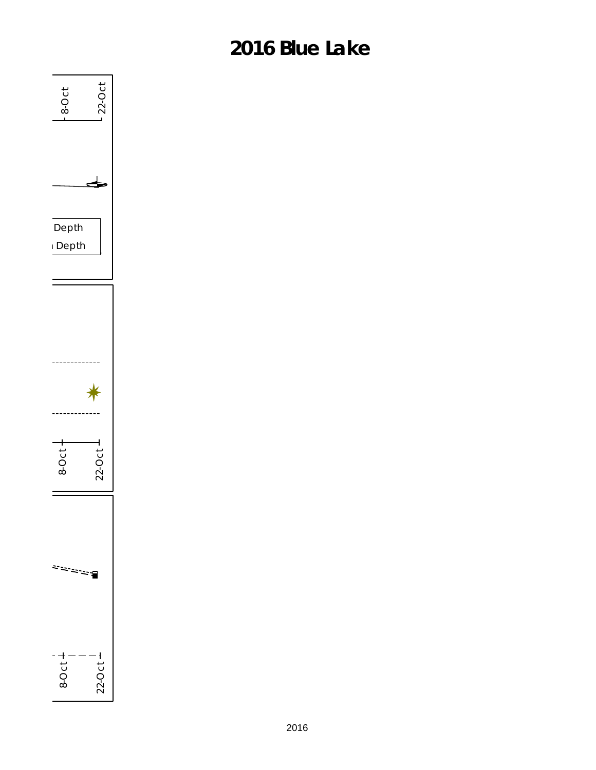# 2016 Blue Lake

8-Oct

22-Oct

Depth

Depth

8-Oct

22-Oct

8-Oct

22-Oct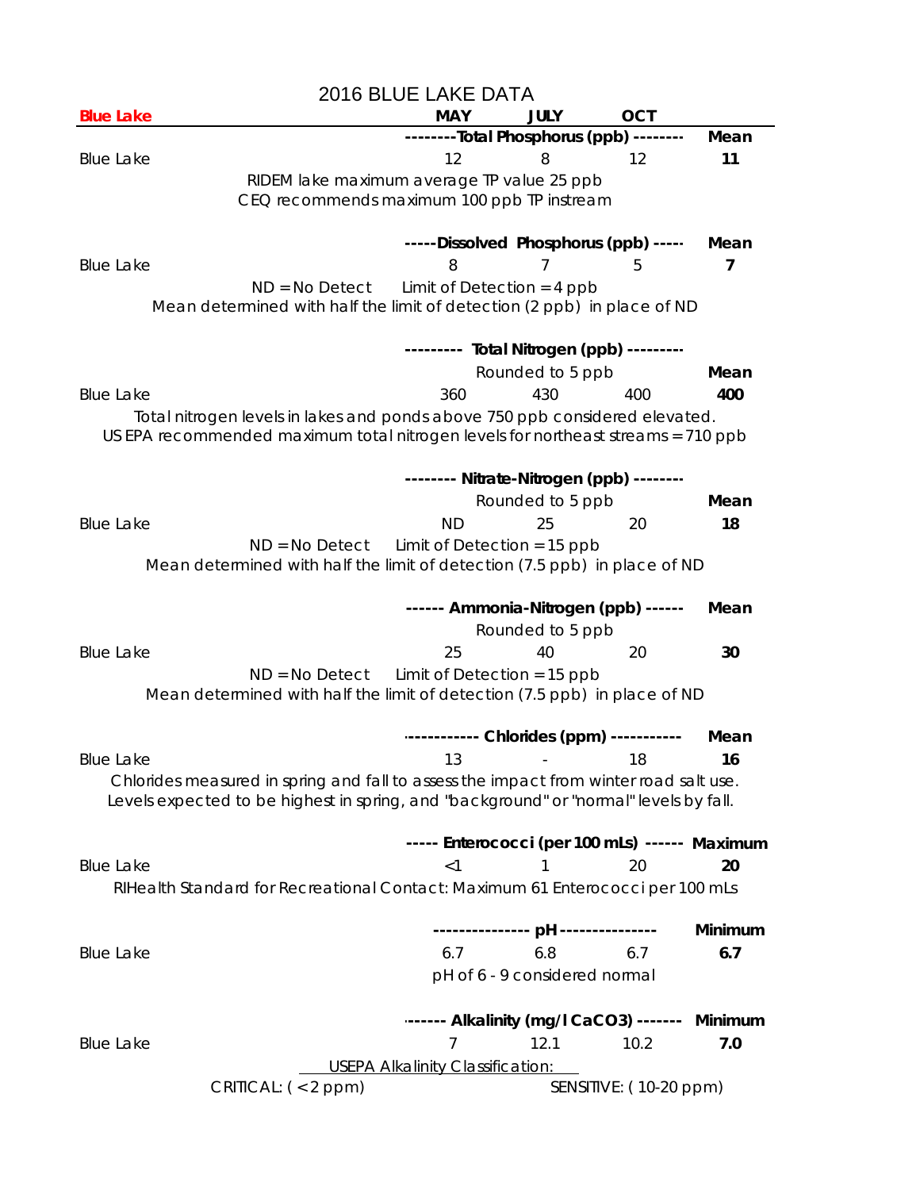# 2016 BLUE LAKE DATA

| Blue Lake | MAY | JULY | OCT | |
|---|---|---|---|---|
| | --------Total Phosphorus (ppb) -------- | | | Mean |
| Blue Lake | 12 | 8 | 12 | **11** |

RIDEM lake maximum average TP value 25 ppb
CEQ recommends maximum 100 ppb TP instream

| | -----Dissolved Phosphorus (ppb) ----- | | | Mean |
|---|---|---|---|---|
| Blue Lake | 8 | 7 | 5 | **7** |

ND = No Detect    Limit of Detection = 4 ppb
Mean determined with half the limit of detection (2 ppb) in place of ND

| | --------- Total Nitrogen (ppb) --------- | | | |
|---|---|---|---|---|
| | Rounded to 5 ppb | | | Mean |
| Blue Lake | 360 | 430 | 400 | **400** |

Total nitrogen levels in lakes and ponds above 750 ppb considered elevated.
US EPA recommended maximum total nitrogen levels for northeast streams = 710 ppb

| | -------- Nitrate-Nitrogen (ppb) -------- | | | |
|---|---|---|---|---|
| | Rounded to 5 ppb | | | Mean |
| Blue Lake | ND | 25 | 20 | **18** |

ND = No Detect    Limit of Detection = 15 ppb
Mean determined with half the limit of detection (7.5 ppb) in place of ND

| | ------ Ammonia-Nitrogen (ppb) ------ | | | Mean |
|---|---|---|---|---|
| | Rounded to 5 ppb | | | |
| Blue Lake | 25 | 40 | 20 | **30** |

ND = No Detect    Limit of Detection = 15 ppb
Mean determined with half the limit of detection (7.5 ppb) in place of ND

| | ----------- Chlorides (ppm) ----------- | | | Mean |
|---|---|---|---|---|
| Blue Lake | 13 | - | 18 | **16** |

Chlorides measured in spring and fall to assess the impact from winter road salt use.
Levels expected to be highest in spring, and "background" or "normal" levels by fall.

| | ----- Enterococci (per 100 mLs) ------ | | | Maximum |
|---|---|---|---|---|
| Blue Lake | <1 | 1 | 20 | **20** |

RIHealth Standard for Recreational Contact: Maximum 61 Enterococci per 100 mLs

| | --------------- pH --------------- | | | Minimum |
|---|---|---|---|---|
| Blue Lake | 6.7 | 6.8 | 6.7 | **6.7** |

pH of 6 - 9 considered normal

| | ------- Alkalinity (mg/l CaCO3) ------- | | | Minimum |
|---|---|---|---|---|
| Blue Lake | 7 | 12.1 | 10.2 | **7.0** |

USEPA Alkalinity Classification:
CRITICAL: ( < 2 ppm)    SENSITIVE: ( 10-20 ppm)